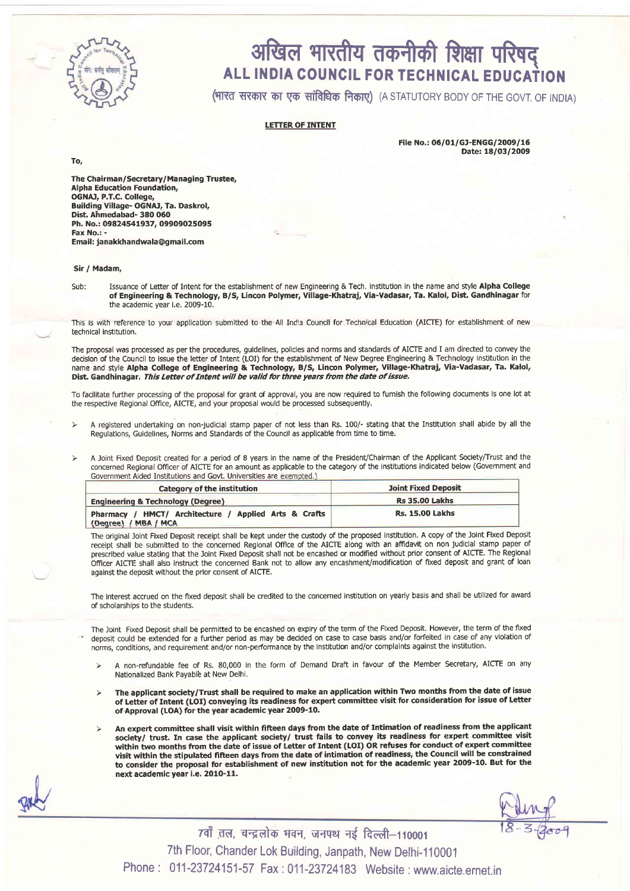# अखिल भारतीय तकनीकी शिक्षा परिषद्
# ALL INDIA COUNCIL FOR TECHNICAL EDUCATION

(भारत सरकार का एक सांविधिक निकाए) (A STATUTORY BODY OF THE GOVT. OF INDIA)

**LETTER OF INTENT**

**File No.: 06/01/GJ-ENGG/2009/16**
**Date: 18/03/2009**

To,

**The Chairman/Secretary/Managing Trustee,**
**Alpha Education Foundation,**
**OGNAJ, P.T.C. College,**
**Building Village- OGNAJ, Ta. Daskrol,**
**Dist. Ahmedabad- 380 060**
**Ph. No.: 09824541937, 09909025095**
**Fax No.: -**
**Email: janakkhandwala@gmail.com**

Sir / Madam,

Sub: Issuance of Letter of Intent for the establishment of new Engineering & Tech. Institution in the name and style **Alpha College of Engineering & Technology, B/S, Lincon Polymer, Village-Khatraj, Via-Vadasar, Ta. Kalol, Dist. Gandhinagar** for the academic year i.e. 2009-10.

This is with reference to your application submitted to the All India Council for Technical Education (AICTE) for establishment of new technical institution.

The proposal was processed as per the procedures, guidelines, policies and norms and standards of AICTE and I am directed to convey the decision of the Council to issue the letter of Intent (LOI) for the establishment of New Degree Engineering & Technology institution in the name and style **Alpha College of Engineering & Technology, B/S, Lincon Polymer, Village-Khatraj, Via-Vadasar, Ta. Kalol, Dist. Gandhinagar.** ***This Letter of Intent will be valid for three years from the date of issue.***

To facilitate further processing of the proposal for grant of approval, you are now required to furnish the following documents is one lot at the respective Regional Office, AICTE, and your proposal would be processed subsequently.

- A registered undertaking on non-judicial stamp paper of not less than Rs. 100/- stating that the Institution shall abide by all the Regulations, Guidelines, Norms and Standards of the Council as applicable from time to time.

- A Joint Fixed Deposit created for a period of 8 years in the name of the President/Chairman of the Applicant Society/Trust and the concerned Regional Officer of AICTE for an amount as applicable to the category of the institutions indicated below (Government and Government Aided Institutions and Govt. Universities are exempted.)

| Category of the institution | Joint Fixed Deposit |
|---|---|
| **Engineering & Technology (Degree)** | **Rs 35.00 Lakhs** |
| **Pharmacy / HMCT/ Architecture / Applied Arts & Crafts (Degree) / MBA / MCA** | **Rs. 15.00 Lakhs** |

The original Joint Fixed Deposit receipt shall be kept under the custody of the proposed institution. A copy of the Joint Fixed Deposit receipt shall be submitted to the concerned Regional Office of the AICTE along with an affidavit on non judicial stamp paper of prescribed value stating that the Joint Fixed Deposit shall not be encashed or modified without prior consent of AICTE. The Regional Officer AICTE shall also instruct the concerned Bank not to allow any encashment/modification of fixed deposit and grant of loan against the deposit without the prior consent of AICTE.

The interest accrued on the fixed deposit shall be credited to the concerned institution on yearly basis and shall be utilized for award of scholarships to the students.

The Joint Fixed Deposit shall be permitted to be encashed on expiry of the term of the Fixed Deposit. However, the term of the fixed deposit could be extended for a further period as may be decided on case to case basis and/or forfeited in case of any violation of norms, conditions, and requirement and/or non-performance by the institution and/or complaints against the institution.

- A non-refundable fee of Rs. 80,000 in the form of Demand Draft in favour of the Member Secretary, AICTE on any Nationalized Bank Payable at New Delhi.

- **The applicant society/Trust shall be required to make an application within Two months from the date of issue of Letter of Intent (LOI) conveying its readiness for expert committee visit for consideration for issue of Letter of Approval (LOA) for the year academic year 2009-10.**

- **An expert committee shall visit within fifteen days from the date of Intimation of readiness from the applicant society/ trust. In case the applicant society/ trust fails to convey its readiness for expert committee visit within two months from the date of issue of Letter of Intent (LOI) OR refuses for conduct of expert committee visit within the stipulated fifteen days from the date of intimation of readiness, the Council will be constrained to consider the proposal for establishment of new institution not for the academic year 2009-10. But for the next academic year i.e. 2010-11.**

18-3-2009

7वाँ तल, चन्द्रलोक भवन, जनपथ नई दिल्ली–110001
7th Floor, Chander Lok Building, Janpath, New Delhi-110001
Phone : 011-23724151-57 Fax : 011-23724183 Website : www.aicte.ernet.in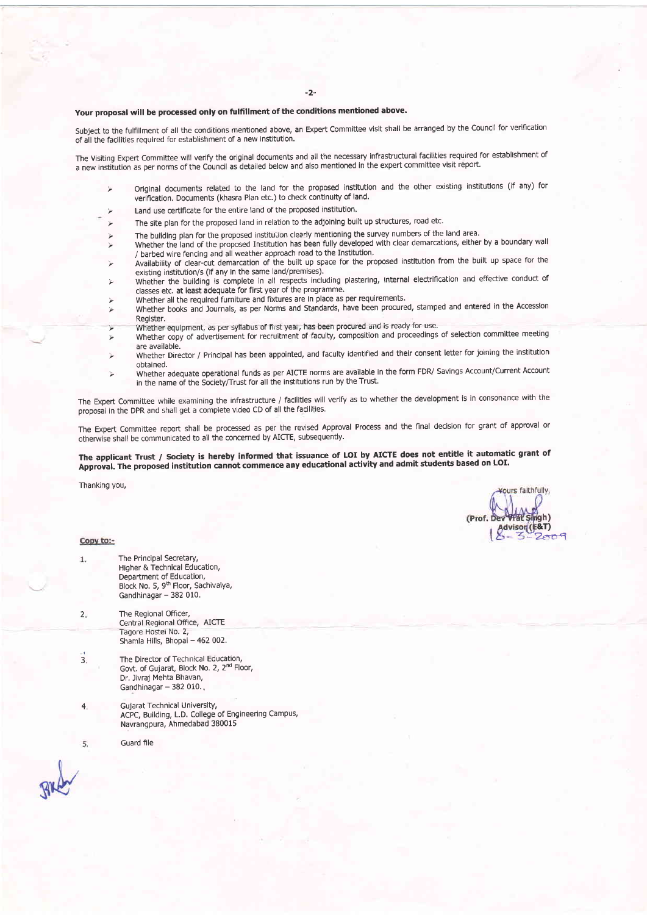**Your proposal will be processed only on fulfillment of the conditions mentioned above.**

Subject to the fulfillment of all the conditions mentioned above, an Expert Committee visit shall be arranged by the Council for verification of all the facilities required for establishment of a new institution.

The Visiting Expert Committee will verify the original documents and all the necessary infrastructural facilities required for establishment of a new institution as per norms of the Council as detailed below and also mentioned in the expert committee visit report.

- Original documents related to the land for the proposed institution and the other existing institutions (if any) for verification. Documents (khasra Plan etc.) to check continuity of land.
- Land use certificate for the entire land of the proposed institution.
- The site plan for the proposed land in relation to the adjoining built up structures, road etc.
- The building plan for the proposed institution clearly mentioning the survey numbers of the land area.
- Whether the land of the proposed Institution has been fully developed with clear demarcations, either by a boundary wall / barbed wire fencing and all weather approach road to the Institution.
- Availability of clear-cut demarcation of the built up space for the proposed institution from the built up space for the existing institution/s (if any in the same land/premises).
- Whether the building is complete in all respects including plastering, internal electrification and effective conduct of classes etc. at least adequate for first year of the programme.
- Whether all the required furniture and fixtures are in place as per requirements.
- Whether books and Journals, as per Norms and Standards, have been procured, stamped and entered in the Accession Register.
- Whether equipment, as per syllabus of first year, has been procured and is ready for use.
- Whether copy of advertisement for recruitment of faculty, composition and proceedings of selection committee meeting are available.
- Whether Director / Principal has been appointed, and faculty identified and their consent letter for joining the institution obtained.
- Whether adequate operational funds as per AICTE norms are available in the form FDR/ Savings Account/Current Account in the name of the Society/Trust for all the institutions run by the Trust.

The Expert Committee while examining the infrastructure / facilities will verify as to whether the development is in consonance with the proposal in the DPR and shall get a complete video CD of all the facilities.

The Expert Committee report shall be processed as per the revised Approval Process and the final decision for grant of approval or otherwise shall be communicated to all the concerned by AICTE, subsequently.

**The applicant Trust / Society is hereby informed that issuance of LOI by AICTE does not entitle it automatic grant of Approval. The proposed institution cannot commence any educational activity and admit students based on LOI.**

Thanking you,

Yours faithfully,

(Prof. Dev Vrat Singh)
Advisor (E&T)
18-3-2009

**Copy to:-**

1. The Principal Secretary,
   Higher & Technical Education,
   Department of Education,
   Block No. 5, 9th Floor, Sachivalya,
   Gandhinagar – 382 010.

2. The Regional Officer,
   Central Regional Office, AICTE
   Tagore Hostel No. 2,
   Shamla Hills, Bhopal – 462 002.

3. The Director of Technical Education,
   Govt. of Gujarat, Block No. 2, 2nd Floor,
   Dr. Jivraj Mehta Bhavan,
   Gandhinagar – 382 010.

4. Gujarat Technical University,
   ACPC, Building, L.D. College of Engineering Campus,
   Navrangpura, Ahmedabad 380015

5. Guard file